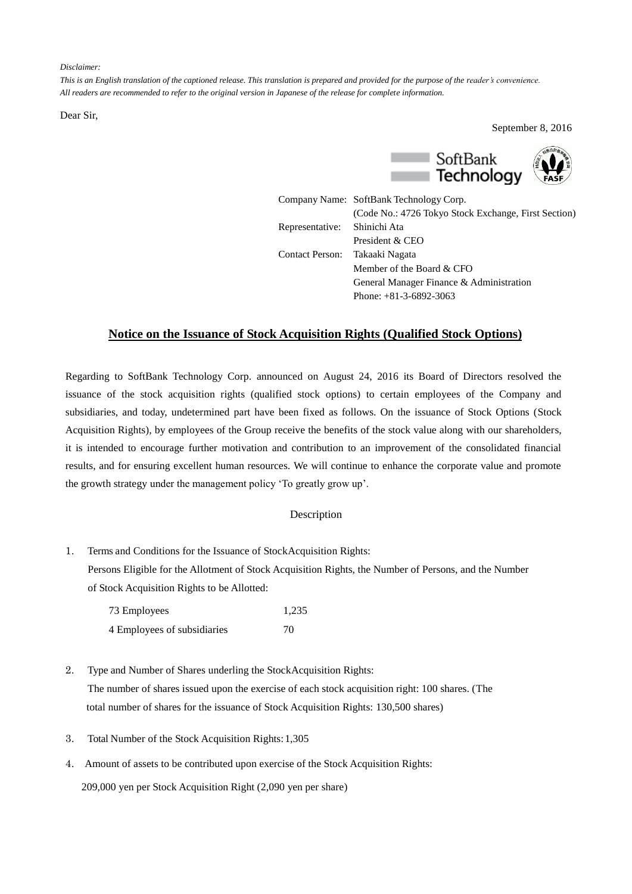*Disclaimer:*
*This is an English translation of the captioned release. This translation is prepared and provided for the purpose of the reader's convenience.*
*All readers are recommended to refer to the original version in Japanese of the release for complete information.*

Dear Sir,

September 8, 2016

SoftBank Technology

| | |
|---|---|
| Company Name: | SoftBank Technology Corp. |
| | (Code No.: 4726 Tokyo Stock Exchange, First Section) |
| Representative: | Shinichi Ata |
| | President & CEO |
| Contact Person: | Takaaki Nagata |
| | Member of the Board & CFO |
| | General Manager Finance & Administration |
| | Phone: +81-3-6892-3063 |

## Notice on the Issuance of Stock Acquisition Rights (Qualified Stock Options)

Regarding to SoftBank Technology Corp. announced on August 24, 2016 its Board of Directors resolved the issuance of the stock acquisition rights (qualified stock options) to certain employees of the Company and subsidiaries, and today, undetermined part have been fixed as follows. On the issuance of Stock Options (Stock Acquisition Rights), by employees of the Group receive the benefits of the stock value along with our shareholders, it is intended to encourage further motivation and contribution to an improvement of the consolidated financial results, and for ensuring excellent human resources. We will continue to enhance the corporate value and promote the growth strategy under the management policy 'To greatly grow up'.

Description

1. Terms and Conditions for the Issuance of StockAcquisition Rights:
   Persons Eligible for the Allotment of Stock Acquisition Rights, the Number of Persons, and the Number of Stock Acquisition Rights to be Allotted:

| | |
|---|---|
| 73 Employees | 1,235 |
| 4 Employees of subsidiaries | 70 |

2. Type and Number of Shares underling the StockAcquisition Rights:
   The number of shares issued upon the exercise of each stock acquisition right: 100 shares. (The total number of shares for the issuance of Stock Acquisition Rights: 130,500 shares)

3. Total Number of the Stock Acquisition Rights: 1,305

4. Amount of assets to be contributed upon exercise of the Stock Acquisition Rights:
   209,000 yen per Stock Acquisition Right (2,090 yen per share)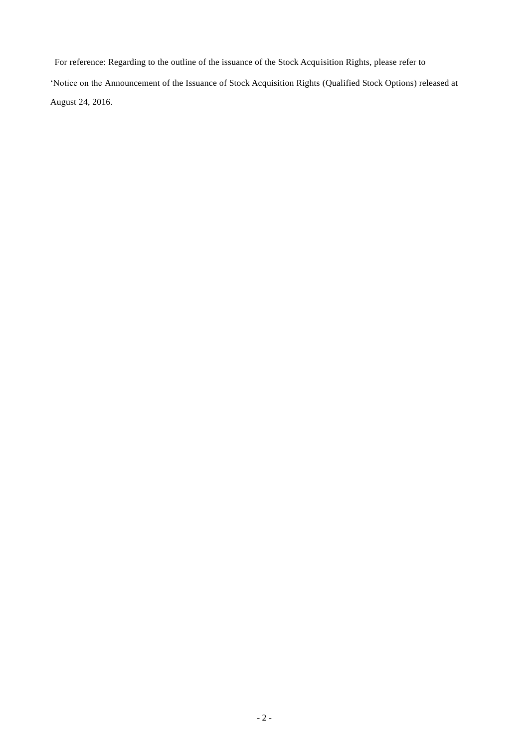For reference: Regarding to the outline of the issuance of the Stock Acquisition Rights, please refer to 'Notice on the Announcement of the Issuance of Stock Acquisition Rights (Qualified Stock Options) released at August 24, 2016.